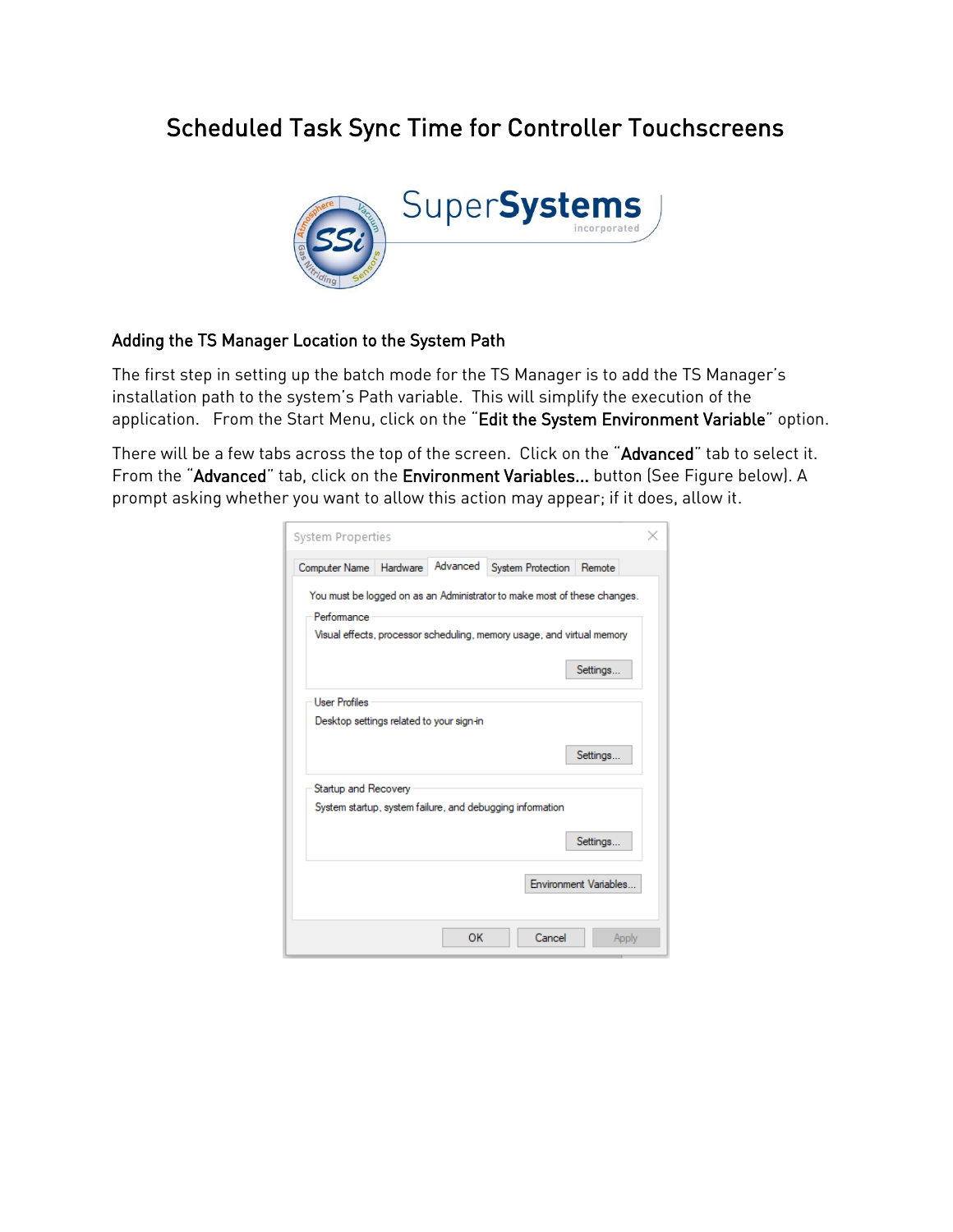# Scheduled Task Sync Time for Controller Touchscreens

## Adding the TS Manager Location to the System Path

The first step in setting up the batch mode for the TS Manager is to add the TS Manager's installation path to the system's Path variable. This will simplify the execution of the application. From the Start Menu, click on the "**Edit the System Environment Variable**" option.

There will be a few tabs across the top of the screen. Click on the "**Advanced**" tab to select it. From the "**Advanced**" tab, click on the **Environment Variables...** button (See Figure below). A prompt asking whether you want to allow this action may appear; if it does, allow it.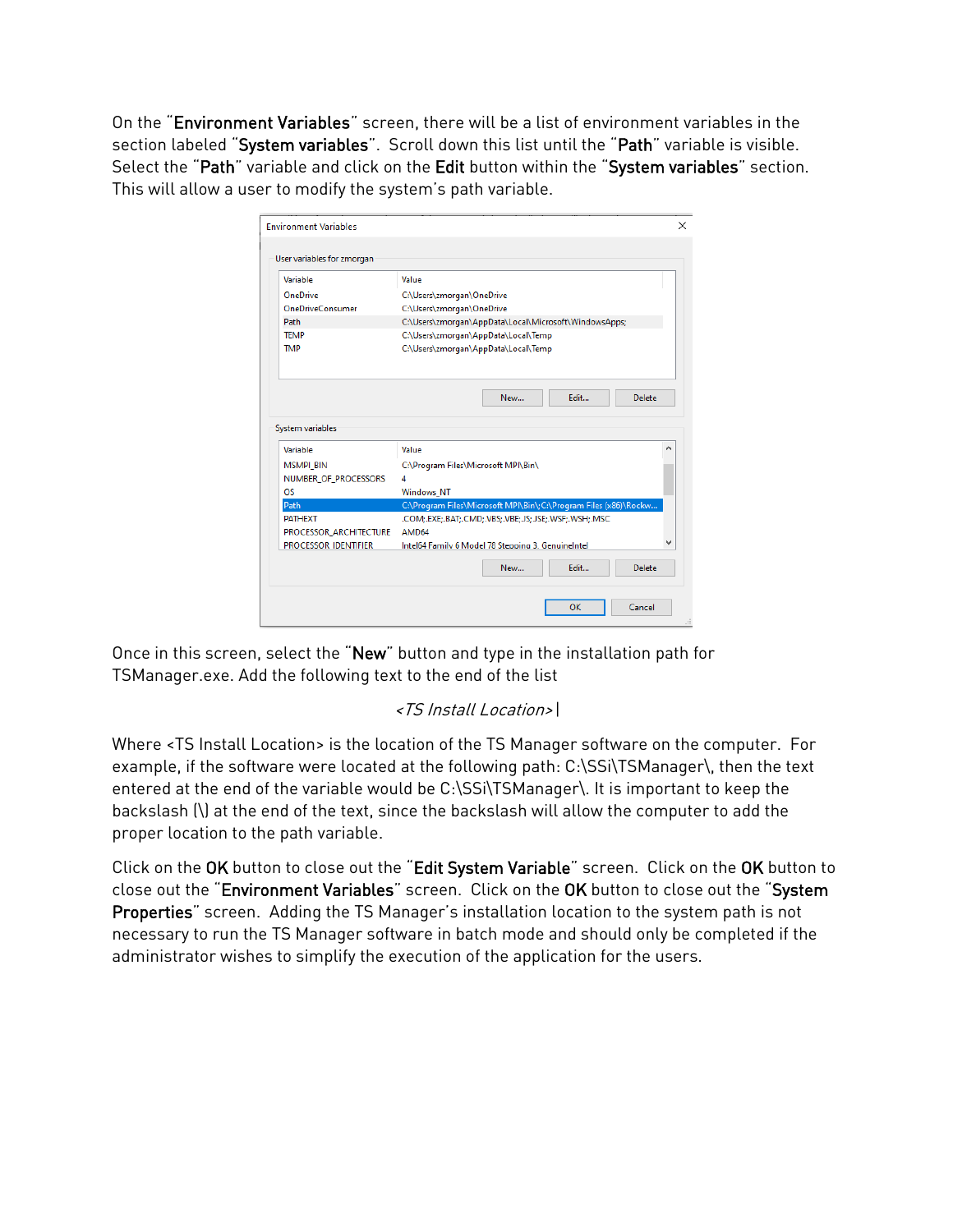On the "**Environment Variables**" screen, there will be a list of environment variables in the section labeled "**System variables**". Scroll down this list until the "**Path**" variable is visible. Select the "**Path**" variable and click on the **Edit** button within the "**System variables**" section. This will allow a user to modify the system's path variable.

Once in this screen, select the "**New**" button and type in the installation path for TSManager.exe. Add the following text to the end of the list

*<TS Install Location>*|

Where <TS Install Location> is the location of the TS Manager software on the computer. For example, if the software were located at the following path: C:\SSi\TSManager\, then the text entered at the end of the variable would be C:\SSi\TSManager\. It is important to keep the backslash (\) at the end of the text, since the backslash will allow the computer to add the proper location to the path variable.

Click on the **OK** button to close out the "**Edit System Variable**" screen. Click on the **OK** button to close out the "**Environment Variables**" screen. Click on the **OK** button to close out the "**System Properties**" screen. Adding the TS Manager's installation location to the system path is not necessary to run the TS Manager software in batch mode and should only be completed if the administrator wishes to simplify the execution of the application for the users.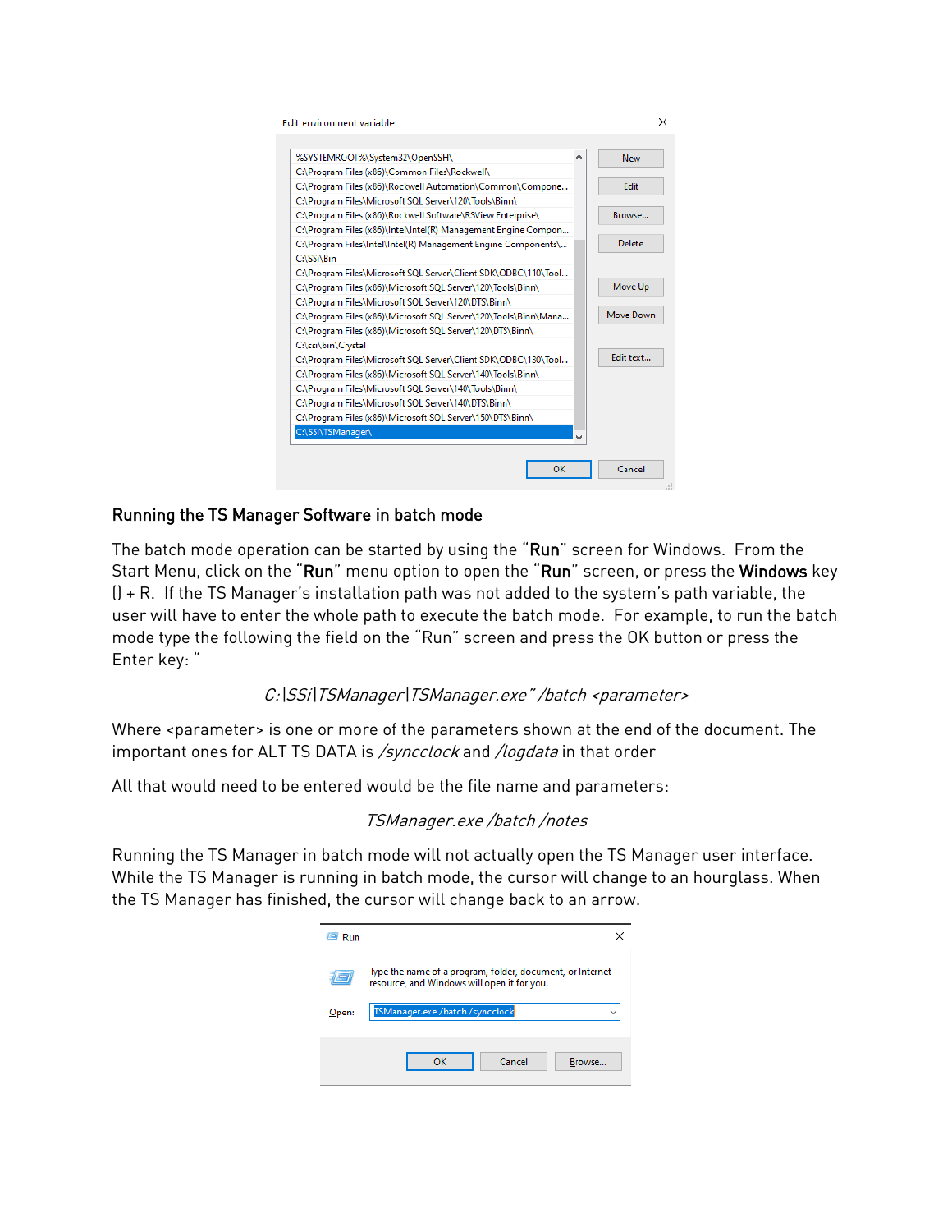## Running the TS Manager Software in batch mode

The batch mode operation can be started by using the "**Run**" screen for Windows.  From the Start Menu, click on the "**Run**" menu option to open the "**Run**" screen, or press the **Windows** key () + R.  If the TS Manager's installation path was not added to the system's path variable, the user will have to enter the whole path to execute the batch mode.  For example, to run the batch mode type the following the field on the "Run" screen and press the OK button or press the Enter key: "

*C:\SSi\TSManager\TSManager.exe" /batch <parameter>*

Where <parameter> is one or more of the parameters shown at the end of the document. The important ones for ALT TS DATA is */syncclock* and */logdata* in that order

All that would need to be entered would be the file name and parameters:

*TSManager.exe /batch /notes*

Running the TS Manager in batch mode will not actually open the TS Manager user interface. While the TS Manager is running in batch mode, the cursor will change to an hourglass. When the TS Manager has finished, the cursor will change back to an arrow.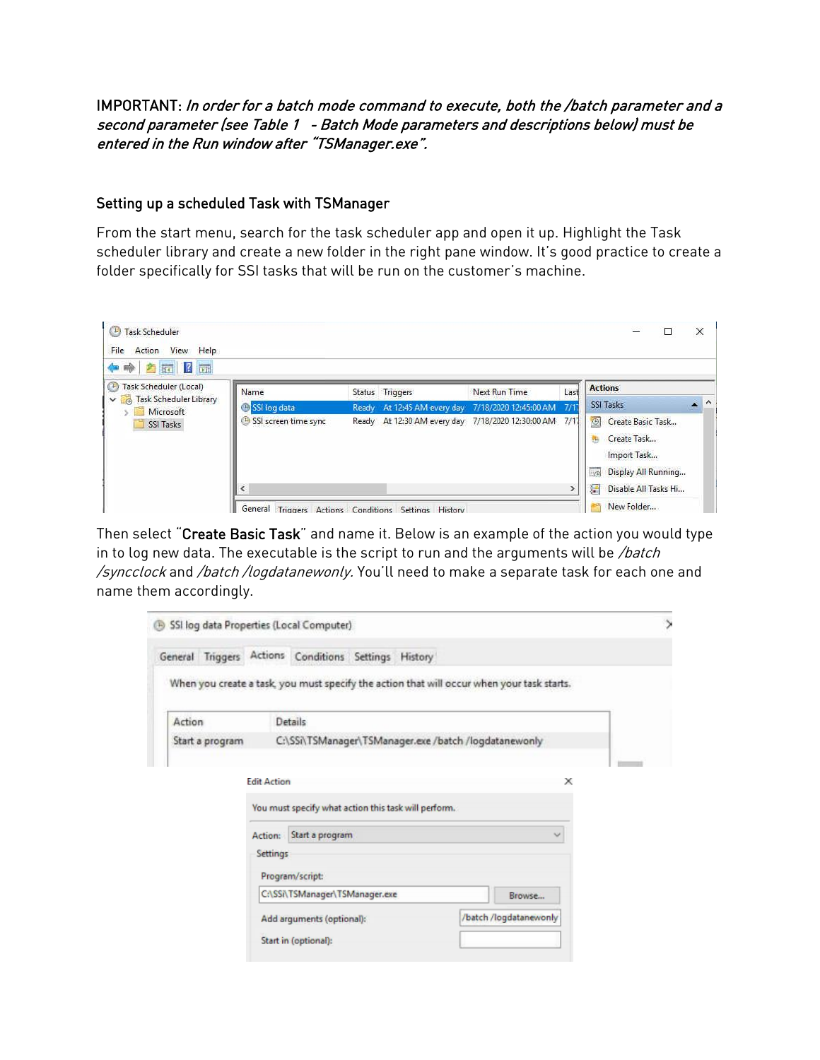IMPORTANT: *In order for a batch mode command to execute, both the /batch parameter and a second parameter (see Table 1 - Batch Mode parameters and descriptions below) must be entered in the Run window after "TSManager.exe".*

## Setting up a scheduled Task with TSManager

From the start menu, search for the task scheduler app and open it up. Highlight the Task scheduler library and create a new folder in the right pane window. It's good practice to create a folder specifically for SSI tasks that will be run on the customer's machine.

Then select "**Create Basic Task**" and name it. Below is an example of the action you would type in to log new data. The executable is the script to run and the arguments will be */batch /syncclock* and */batch /logdatanewonly.* You'll need to make a separate task for each one and name them accordingly.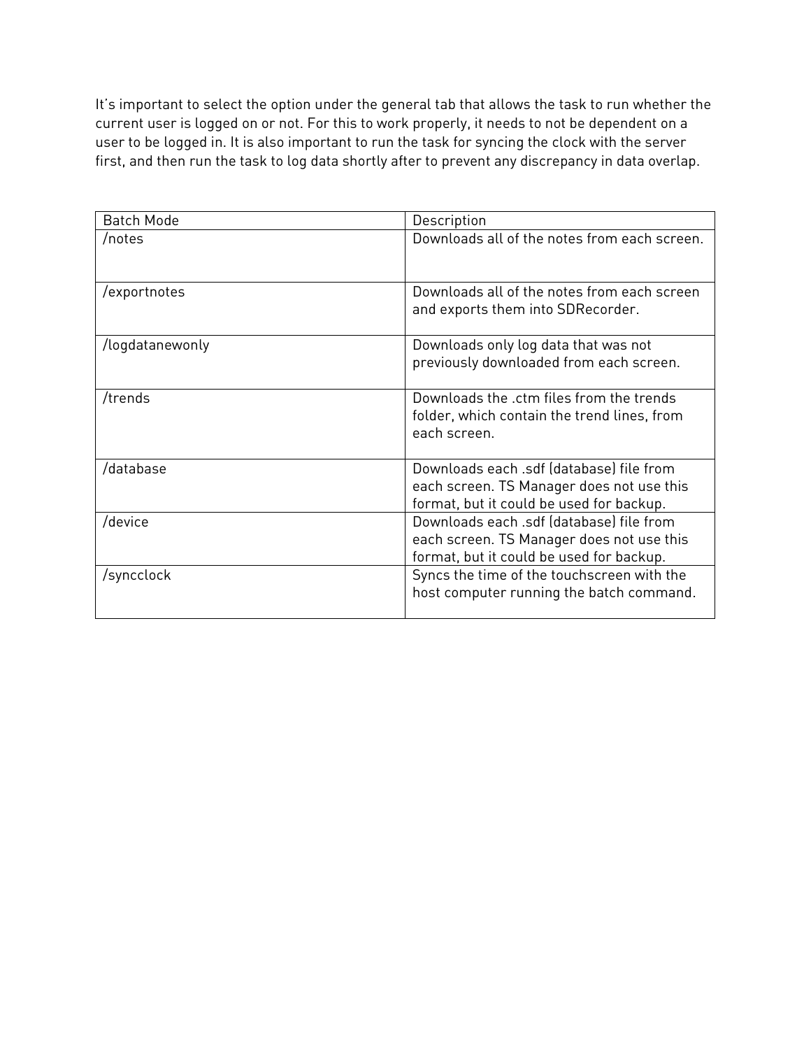It's important to select the option under the general tab that allows the task to run whether the current user is logged on or not. For this to work properly, it needs to not be dependent on a user to be logged in. It is also important to run the task for syncing the clock with the server first, and then run the task to log data shortly after to prevent any discrepancy in data overlap.

| Batch Mode | Description |
|---|---|
| /notes | Downloads all of the notes from each screen. |
| /exportnotes | Downloads all of the notes from each screen and exports them into SDRecorder. |
| /logdatanewonly | Downloads only log data that was not previously downloaded from each screen. |
| /trends | Downloads the .ctm files from the trends folder, which contain the trend lines, from each screen. |
| /database | Downloads each .sdf (database) file from each screen. TS Manager does not use this format, but it could be used for backup. |
| /device | Downloads each .sdf (database) file from each screen. TS Manager does not use this format, but it could be used for backup. |
| /syncclock | Syncs the time of the touchscreen with the host computer running the batch command. |